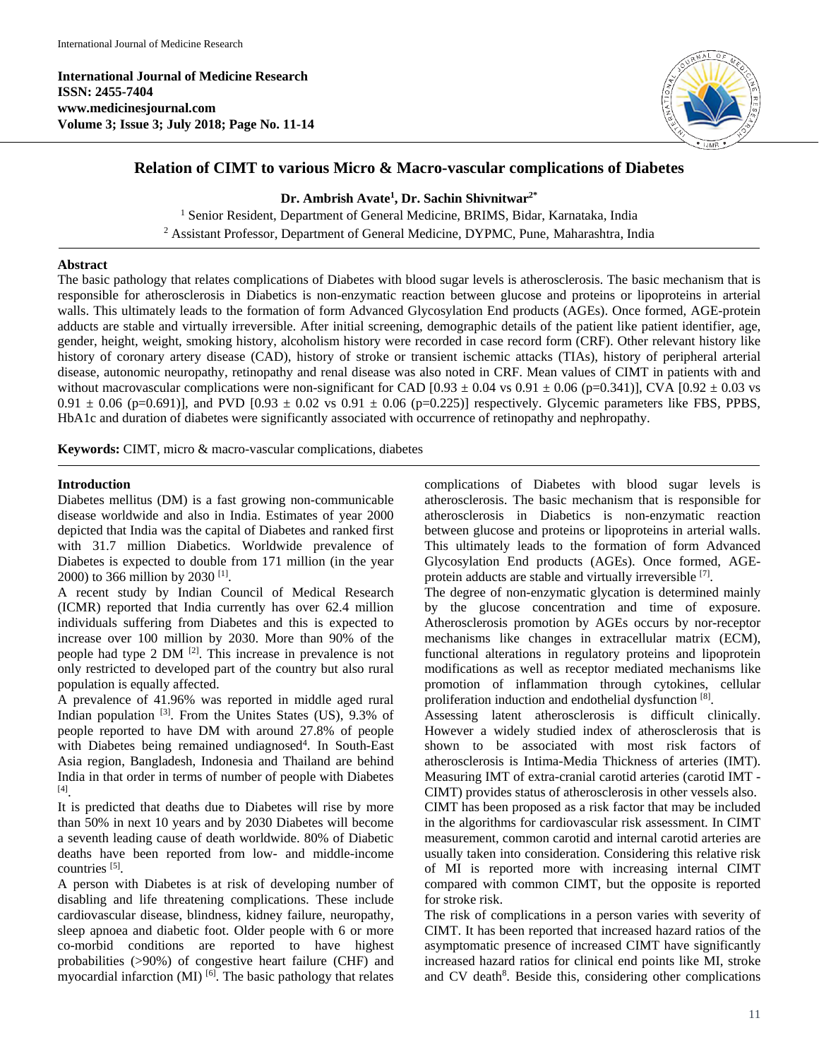# Relation of CIMT to various Micro & Macro-vascular complications of Diabetes

**Dr. Ambrish Avate[1], Dr. Sachin Shivnitwar[2*]**

[1] Senior Resident, Department of General Medicine, BRIMS, Bidar, Karnataka, India
[2] Assistant Professor, Department of General Medicine, DYPMC, Pune, Maharashtra, India

## Abstract

The basic pathology that relates complications of Diabetes with blood sugar levels is atherosclerosis. The basic mechanism that is responsible for atherosclerosis in Diabetics is non-enzymatic reaction between glucose and proteins or lipoproteins in arterial walls. This ultimately leads to the formation of form Advanced Glycosylation End products (AGEs). Once formed, AGE-protein adducts are stable and virtually irreversible. After initial screening, demographic details of the patient like patient identifier, age, gender, height, weight, smoking history, alcoholism history were recorded in case record form (CRF). Other relevant history like history of coronary artery disease (CAD), history of stroke or transient ischemic attacks (TIAs), history of peripheral arterial disease, autonomic neuropathy, retinopathy and renal disease was also noted in CRF. Mean values of CIMT in patients with and without macrovascular complications were non-significant for CAD [0.93 ± 0.04 vs 0.91 ± 0.06 (p=0.341)], CVA [0.92 ± 0.03 vs 0.91 ± 0.06 (p=0.691)], and PVD [0.93 ± 0.02 vs 0.91 ± 0.06 (p=0.225)] respectively. Glycemic parameters like FBS, PPBS, HbA1c and duration of diabetes were significantly associated with occurrence of retinopathy and nephropathy.

**Keywords:** CIMT, micro & macro-vascular complications, diabetes

## Introduction

Diabetes mellitus (DM) is a fast growing non-communicable disease worldwide and also in India. Estimates of year 2000 depicted that India was the capital of Diabetes and ranked first with 31.7 million Diabetics. Worldwide prevalence of Diabetes is expected to double from 171 million (in the year 2000) to 366 million by 2030 [1].

A recent study by Indian Council of Medical Research (ICMR) reported that India currently has over 62.4 million individuals suffering from Diabetes and this is expected to increase over 100 million by 2030. More than 90% of the people had type 2 DM [2]. This increase in prevalence is not only restricted to developed part of the country but also rural population is equally affected.

A prevalence of 41.96% was reported in middle aged rural Indian population [3]. From the Unites States (US), 9.3% of people reported to have DM with around 27.8% of people with Diabetes being remained undiagnosed[4]. In South-East Asia region, Bangladesh, Indonesia and Thailand are behind India in that order in terms of number of people with Diabetes [4].

It is predicted that deaths due to Diabetes will rise by more than 50% in next 10 years and by 2030 Diabetes will become a seventh leading cause of death worldwide. 80% of Diabetic deaths have been reported from low- and middle-income countries [5].

A person with Diabetes is at risk of developing number of disabling and life threatening complications. These include cardiovascular disease, blindness, kidney failure, neuropathy, sleep apnoea and diabetic foot. Older people with 6 or more co-morbid conditions are reported to have highest probabilities (>90%) of congestive heart failure (CHF) and myocardial infarction (MI) [6]. The basic pathology that relates complications of Diabetes with blood sugar levels is atherosclerosis. The basic mechanism that is responsible for atherosclerosis in Diabetics is non-enzymatic reaction between glucose and proteins or lipoproteins in arterial walls. This ultimately leads to the formation of form Advanced Glycosylation End products (AGEs). Once formed, AGE-protein adducts are stable and virtually irreversible [7].

The degree of non-enzymatic glycation is determined mainly by the glucose concentration and time of exposure. Atherosclerosis promotion by AGEs occurs by nor-receptor mechanisms like changes in extracellular matrix (ECM), functional alterations in regulatory proteins and lipoprotein modifications as well as receptor mediated mechanisms like promotion of inflammation through cytokines, cellular proliferation induction and endothelial dysfunction [8].

Assessing latent atherosclerosis is difficult clinically. However a widely studied index of atherosclerosis that is shown to be associated with most risk factors of atherosclerosis is Intima-Media Thickness of arteries (IMT). Measuring IMT of extra-cranial carotid arteries (carotid IMT - CIMT) provides status of atherosclerosis in other vessels also. CIMT has been proposed as a risk factor that may be included in the algorithms for cardiovascular risk assessment. In CIMT measurement, common carotid and internal carotid arteries are usually taken into consideration. Considering this relative risk of MI is reported more with increasing internal CIMT compared with common CIMT, but the opposite is reported for stroke risk.

The risk of complications in a person varies with severity of CIMT. It has been reported that increased hazard ratios of the asymptomatic presence of increased CIMT have significantly increased hazard ratios for clinical end points like MI, stroke and CV death[8]. Beside this, considering other complications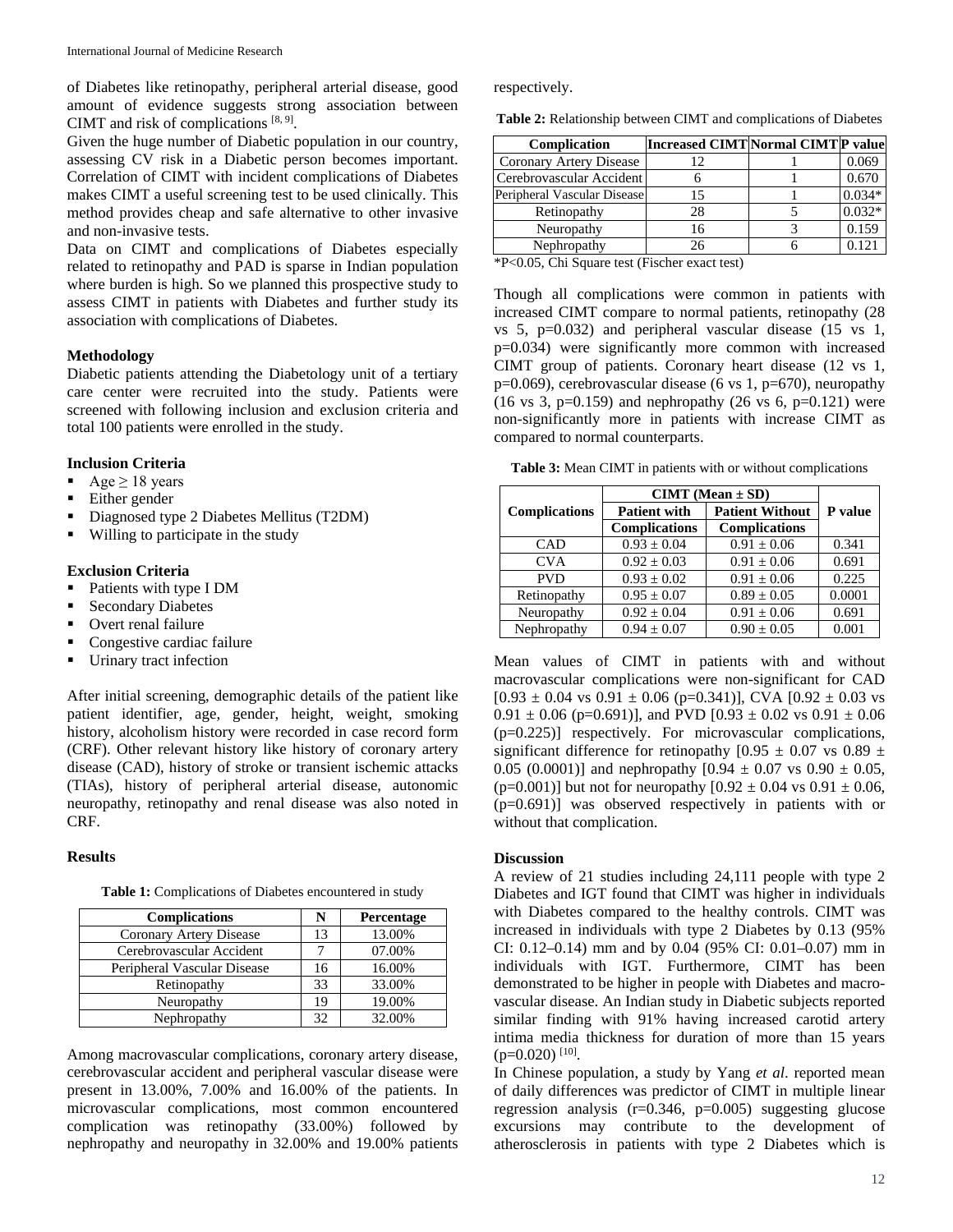of Diabetes like retinopathy, peripheral arterial disease, good amount of evidence suggests strong association between CIMT and risk of complications [8, 9].

Given the huge number of Diabetic population in our country, assessing CV risk in a Diabetic person becomes important. Correlation of CIMT with incident complications of Diabetes makes CIMT a useful screening test to be used clinically. This method provides cheap and safe alternative to other invasive and non-invasive tests.

Data on CIMT and complications of Diabetes especially related to retinopathy and PAD is sparse in Indian population where burden is high. So we planned this prospective study to assess CIMT in patients with Diabetes and further study its association with complications of Diabetes.

### Methodology

Diabetic patients attending the Diabetology unit of a tertiary care center were recruited into the study. Patients were screened with following inclusion and exclusion criteria and total 100 patients were enrolled in the study.

### Inclusion Criteria

- Age ≥ 18 years
- Either gender
- Diagnosed type 2 Diabetes Mellitus (T2DM)
- Willing to participate in the study

### Exclusion Criteria

- Patients with type I DM
- Secondary Diabetes
- Overt renal failure
- Congestive cardiac failure
- Urinary tract infection

After initial screening, demographic details of the patient like patient identifier, age, gender, height, weight, smoking history, alcoholism history were recorded in case record form (CRF). Other relevant history like history of coronary artery disease (CAD), history of stroke or transient ischemic attacks (TIAs), history of peripheral arterial disease, autonomic neuropathy, retinopathy and renal disease was also noted in CRF.

### Results

**Table 1:** Complications of Diabetes encountered in study

| Complications | N | Percentage |
|---|---|---|
| Coronary Artery Disease | 13 | 13.00% |
| Cerebrovascular Accident | 7 | 07.00% |
| Peripheral Vascular Disease | 16 | 16.00% |
| Retinopathy | 33 | 33.00% |
| Neuropathy | 19 | 19.00% |
| Nephropathy | 32 | 32.00% |

Among macrovascular complications, coronary artery disease, cerebrovascular accident and peripheral vascular disease were present in 13.00%, 7.00% and 16.00% of the patients. In microvascular complications, most common encountered complication was retinopathy (33.00%) followed by nephropathy and neuropathy in 32.00% and 19.00% patients respectively.

**Table 2:** Relationship between CIMT and complications of Diabetes

| Complication | Increased CIMT | Normal CIMT | P value |
|---|---|---|---|
| Coronary Artery Disease | 12 | 1 | 0.069 |
| Cerebrovascular Accident | 6 | 1 | 0.670 |
| Peripheral Vascular Disease | 15 | 1 | 0.034* |
| Retinopathy | 28 | 5 | 0.032* |
| Neuropathy | 16 | 3 | 0.159 |
| Nephropathy | 26 | 6 | 0.121 |

*P<0.05, Chi Square test (Fischer exact test)

Though all complications were common in patients with increased CIMT compare to normal patients, retinopathy (28 vs 5, p=0.032) and peripheral vascular disease (15 vs 1, p=0.034) were significantly more common with increased CIMT group of patients. Coronary heart disease (12 vs 1, p=0.069), cerebrovascular disease (6 vs 1, p=670), neuropathy (16 vs 3, p=0.159) and nephropathy (26 vs 6, p=0.121) were non-significantly more in patients with increase CIMT as compared to normal counterparts.

**Table 3:** Mean CIMT in patients with or without complications

| Complications | CIMT (Mean ± SD) | | P value |
|---|---|---|---|
| | Patient with Complications | Patient Without Complications | |
| CAD | 0.93 ± 0.04 | 0.91 ± 0.06 | 0.341 |
| CVA | 0.92 ± 0.03 | 0.91 ± 0.06 | 0.691 |
| PVD | 0.93 ± 0.02 | 0.91 ± 0.06 | 0.225 |
| Retinopathy | 0.95 ± 0.07 | 0.89 ± 0.05 | 0.0001 |
| Neuropathy | 0.92 ± 0.04 | 0.91 ± 0.06 | 0.691 |
| Nephropathy | 0.94 ± 0.07 | 0.90 ± 0.05 | 0.001 |

Mean values of CIMT in patients with and without macrovascular complications were non-significant for CAD [0.93 ± 0.04 vs 0.91 ± 0.06 (p=0.341)], CVA [0.92 ± 0.03 vs 0.91 ± 0.06 (p=0.691)], and PVD [0.93 ± 0.02 vs 0.91 ± 0.06 (p=0.225)] respectively. For microvascular complications, significant difference for retinopathy [0.95 ± 0.07 vs 0.89 ± 0.05 (0.0001)] and nephropathy [0.94 ± 0.07 vs 0.90 ± 0.05, (p=0.001)] but not for neuropathy [0.92 ± 0.04 vs 0.91 ± 0.06, (p=0.691)] was observed respectively in patients with or without that complication.

### Discussion

A review of 21 studies including 24,111 people with type 2 Diabetes and IGT found that CIMT was higher in individuals with Diabetes compared to the healthy controls. CIMT was increased in individuals with type 2 Diabetes by 0.13 (95% CI: 0.12–0.14) mm and by 0.04 (95% CI: 0.01–0.07) mm in individuals with IGT. Furthermore, CIMT has been demonstrated to be higher in people with Diabetes and macro-vascular disease. An Indian study in Diabetic subjects reported similar finding with 91% having increased carotid artery intima media thickness for duration of more than 15 years (p=0.020) [10].

In Chinese population, a study by Yang *et al*. reported mean of daily differences was predictor of CIMT in multiple linear regression analysis (r=0.346, p=0.005) suggesting glucose excursions may contribute to the development of atherosclerosis in patients with type 2 Diabetes which is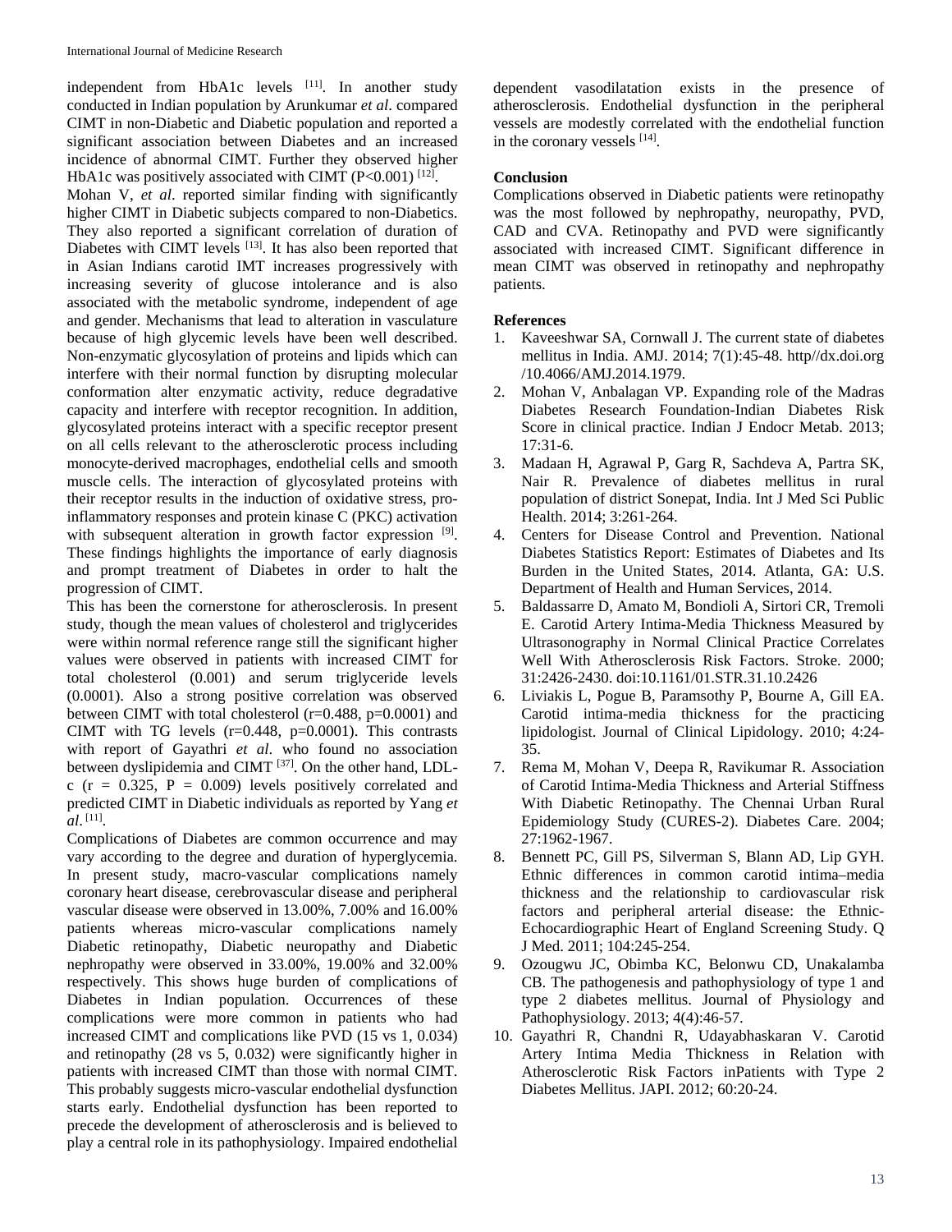independent from HbA1c levels [11]. In another study conducted in Indian population by Arunkumar *et al*. compared CIMT in non-Diabetic and Diabetic population and reported a significant association between Diabetes and an increased incidence of abnormal CIMT. Further they observed higher HbA1c was positively associated with CIMT ($P<0.001$) [12].

Mohan V, *et al*. reported similar finding with significantly higher CIMT in Diabetic subjects compared to non-Diabetics. They also reported a significant correlation of duration of Diabetes with CIMT levels [13]. It has also been reported that in Asian Indians carotid IMT increases progressively with increasing severity of glucose intolerance and is also associated with the metabolic syndrome, independent of age and gender. Mechanisms that lead to alteration in vasculature because of high glycemic levels have been well described. Non-enzymatic glycosylation of proteins and lipids which can interfere with their normal function by disrupting molecular conformation alter enzymatic activity, reduce degradative capacity and interfere with receptor recognition. In addition, glycosylated proteins interact with a specific receptor present on all cells relevant to the atherosclerotic process including monocyte-derived macrophages, endothelial cells and smooth muscle cells. The interaction of glycosylated proteins with their receptor results in the induction of oxidative stress, pro-inflammatory responses and protein kinase C (PKC) activation with subsequent alteration in growth factor expression [9]. These findings highlights the importance of early diagnosis and prompt treatment of Diabetes in order to halt the progression of CIMT.

This has been the cornerstone for atherosclerosis. In present study, though the mean values of cholesterol and triglycerides were within normal reference range still the significant higher values were observed in patients with increased CIMT for total cholesterol (0.001) and serum triglyceride levels (0.0001). Also a strong positive correlation was observed between CIMT with total cholesterol ($r=0.488$, $p=0.0001$) and CIMT with TG levels ($r=0.448$, $p=0.0001$). This contrasts with report of Gayathri *et al*. who found no association between dyslipidemia and CIMT [37]. On the other hand, LDL-c ($r = 0.325$, $P = 0.009$) levels positively correlated and predicted CIMT in Diabetic individuals as reported by Yang *et al*. [11].

Complications of Diabetes are common occurrence and may vary according to the degree and duration of hyperglycemia. In present study, macro-vascular complications namely coronary heart disease, cerebrovascular disease and peripheral vascular disease were observed in 13.00%, 7.00% and 16.00% patients whereas micro-vascular complications namely Diabetic retinopathy, Diabetic neuropathy and Diabetic nephropathy were observed in 33.00%, 19.00% and 32.00% respectively. This shows huge burden of complications of Diabetes in Indian population. Occurrences of these complications were more common in patients who had increased CIMT and complications like PVD (15 vs 1, 0.034) and retinopathy (28 vs 5, 0.032) were significantly higher in patients with increased CIMT than those with normal CIMT. This probably suggests micro-vascular endothelial dysfunction starts early. Endothelial dysfunction has been reported to precede the development of atherosclerosis and is believed to play a central role in its pathophysiology. Impaired endothelial dependent vasodilatation exists in the presence of atherosclerosis. Endothelial dysfunction in the peripheral vessels are modestly correlated with the endothelial function in the coronary vessels [14].

## Conclusion

Complications observed in Diabetic patients were retinopathy was the most followed by nephropathy, neuropathy, PVD, CAD and CVA. Retinopathy and PVD were significantly associated with increased CIMT. Significant difference in mean CIMT was observed in retinopathy and nephropathy patients.

## References

1. Kaveeshwar SA, Cornwall J. The current state of diabetes mellitus in India. AMJ. 2014; 7(1):45-48. http//dx.doi.org /10.4066/AMJ.2014.1979.
2. Mohan V, Anbalagan VP. Expanding role of the Madras Diabetes Research Foundation-Indian Diabetes Risk Score in clinical practice. Indian J Endocr Metab. 2013; 17:31-6.
3. Madaan H, Agrawal P, Garg R, Sachdeva A, Partra SK, Nair R. Prevalence of diabetes mellitus in rural population of district Sonepat, India. Int J Med Sci Public Health. 2014; 3:261-264.
4. Centers for Disease Control and Prevention. National Diabetes Statistics Report: Estimates of Diabetes and Its Burden in the United States, 2014. Atlanta, GA: U.S. Department of Health and Human Services, 2014.
5. Baldassarre D, Amato M, Bondioli A, Sirtori CR, Tremoli E. Carotid Artery Intima-Media Thickness Measured by Ultrasonography in Normal Clinical Practice Correlates Well With Atherosclerosis Risk Factors. Stroke. 2000; 31:2426-2430. doi:10.1161/01.STR.31.10.2426
6. Liviakis L, Pogue B, Paramsothy P, Bourne A, Gill EA. Carotid intima-media thickness for the practicing lipidologist. Journal of Clinical Lipidology. 2010; 4:24-35.
7. Rema M, Mohan V, Deepa R, Ravikumar R. Association of Carotid Intima-Media Thickness and Arterial Stiffness With Diabetic Retinopathy. The Chennai Urban Rural Epidemiology Study (CURES-2). Diabetes Care. 2004; 27:1962-1967.
8. Bennett PC, Gill PS, Silverman S, Blann AD, Lip GYH. Ethnic differences in common carotid intima–media thickness and the relationship to cardiovascular risk factors and peripheral arterial disease: the Ethnic-Echocardiographic Heart of England Screening Study. Q J Med. 2011; 104:245-254.
9. Ozougwu JC, Obimba KC, Belonwu CD, Unakalamba CB. The pathogenesis and pathophysiology of type 1 and type 2 diabetes mellitus. Journal of Physiology and Pathophysiology. 2013; 4(4):46-57.
10. Gayathri R, Chandni R, Udayabhaskaran V. Carotid Artery Intima Media Thickness in Relation with Atherosclerotic Risk Factors inPatients with Type 2 Diabetes Mellitus. JAPI. 2012; 60:20-24.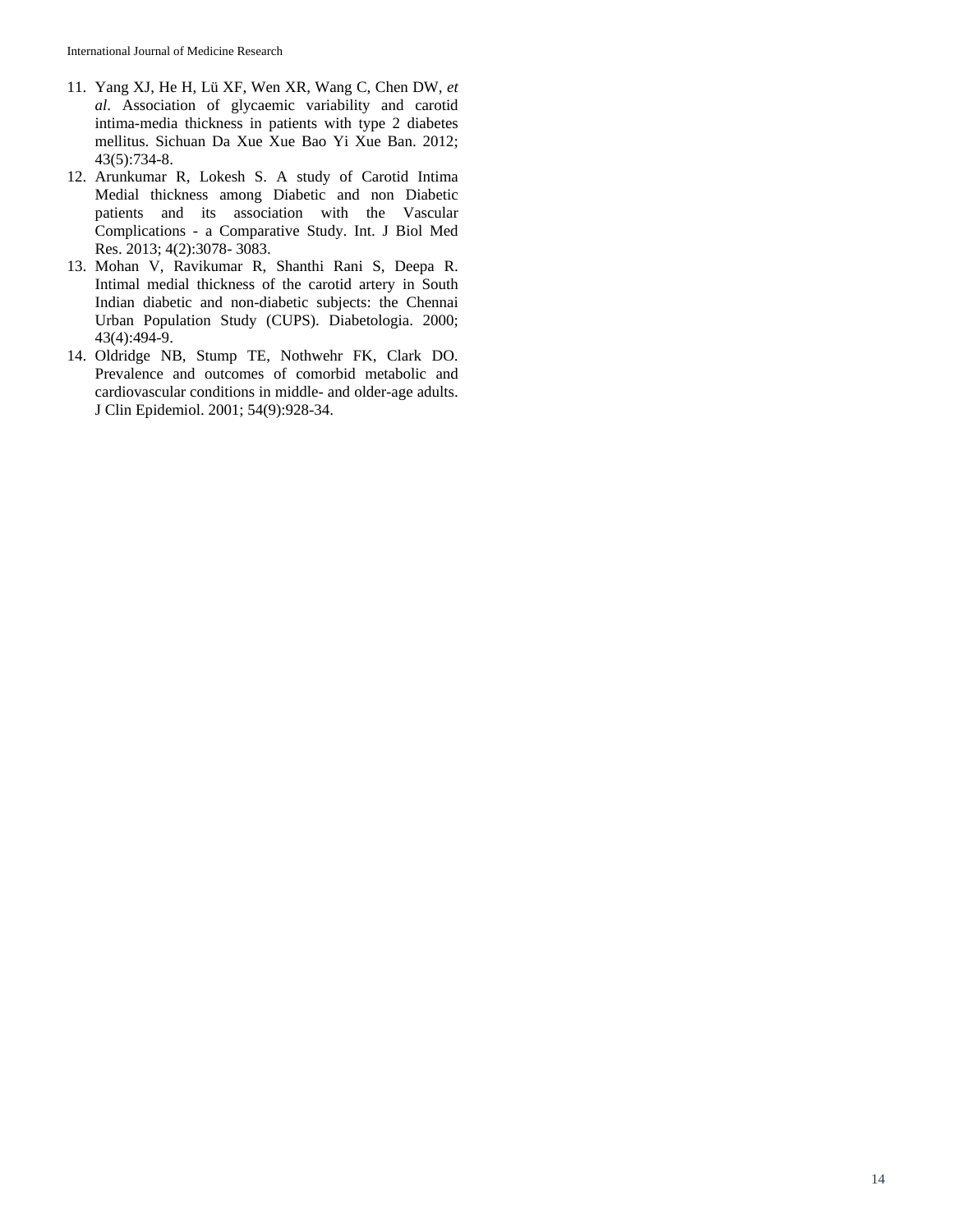11. Yang XJ, He H, Lü XF, Wen XR, Wang C, Chen DW, *et al*. Association of glycaemic variability and carotid intima-media thickness in patients with type 2 diabetes mellitus. Sichuan Da Xue Xue Bao Yi Xue Ban. 2012; 43(5):734-8.
12. Arunkumar R, Lokesh S. A study of Carotid Intima Medial thickness among Diabetic and non Diabetic patients and its association with the Vascular Complications - a Comparative Study. Int. J Biol Med Res. 2013; 4(2):3078- 3083.
13. Mohan V, Ravikumar R, Shanthi Rani S, Deepa R. Intimal medial thickness of the carotid artery in South Indian diabetic and non-diabetic subjects: the Chennai Urban Population Study (CUPS). Diabetologia. 2000; 43(4):494-9.
14. Oldridge NB, Stump TE, Nothwehr FK, Clark DO. Prevalence and outcomes of comorbid metabolic and cardiovascular conditions in middle- and older-age adults. J Clin Epidemiol. 2001; 54(9):928-34.